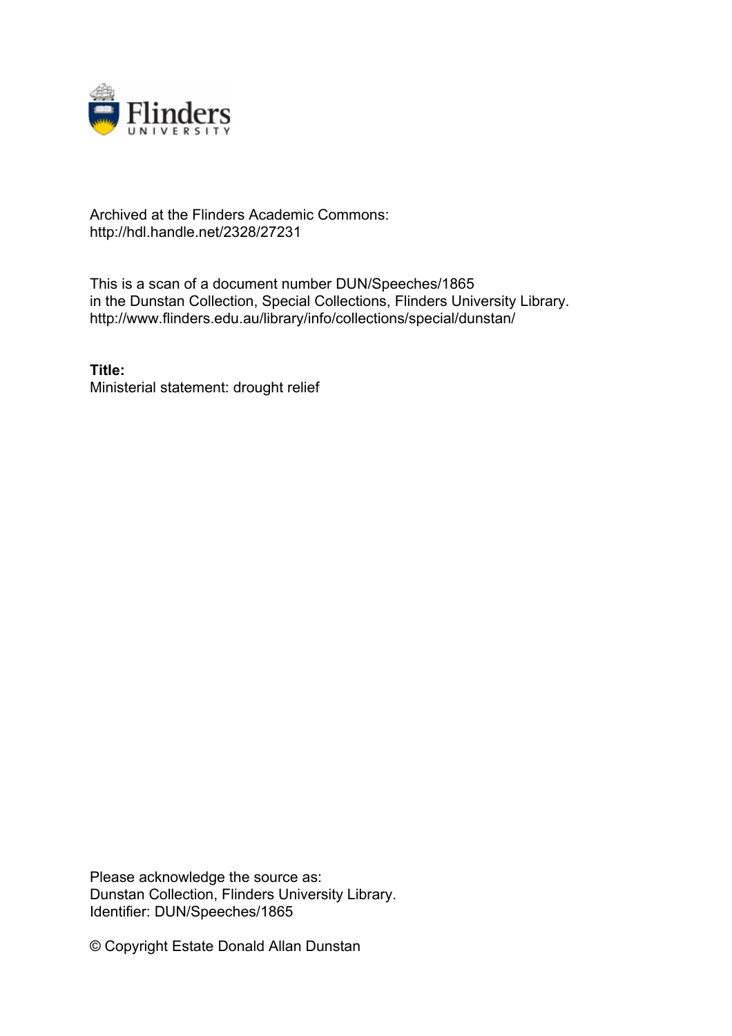Archived at the Flinders Academic Commons:
http://hdl.handle.net/2328/27231

This is a scan of a document number DUN/Speeches/1865
in the Dunstan Collection, Special Collections, Flinders University Library.
http://www.flinders.edu.au/library/info/collections/special/dunstan/

**Title:**
Ministerial statement: drought relief

Please acknowledge the source as:
Dunstan Collection, Flinders University Library.
Identifier: DUN/Speeches/1865

© Copyright Estate Donald Allan Dunstan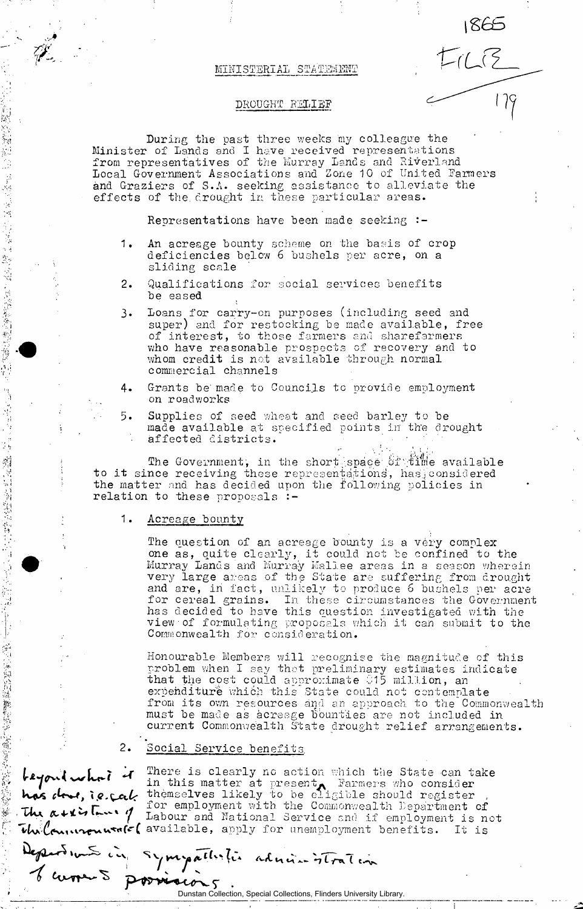1865

FILE

179

# MINISTERIAL STATEMENT

## DROUGHT RELIEF

During the past three weeks my colleague the Minister of Lands and I have received representations from representatives of the Murray Lands and Riverland Local Government Associations and Zone 10 of United Farmers and Graziers of S.A. seeking assistance to alleviate the effects of the drought in these particular areas.

Representations have been made seeking :-

1. An acreage bounty scheme on the basis of crop deficiencies below 6 bushels per acre, on a sliding scale
2. Qualifications for social services benefits be eased
3. Loans for carry-on purposes (including seed and super) and for restocking be made available, free of interest, to those farmers and sharefarmers who have reasonable prospects of recovery and to whom credit is not available through normal commercial channels
4. Grants be made to Councils to provide employment on roadworks
5. Supplies of seed wheat and seed barley to be made available at specified points in the drought affected districts.

The Government, in the short space of time available to it since receiving these representations, has considered the matter and has decided upon the following policies in relation to these proposals :-

1. Acreage bounty

   The question of an acreage bounty is a very complex one as, quite clearly, it could not be confined to the Murray Lands and Murray Mallee areas in a season wherein very large areas of the State are suffering from drought and are, in fact, unlikely to produce 6 bushels per acre for cereal grains. In these circumstances the Government has decided to have this question investigated with the view of formulating proposals which it can submit to the Commonwealth for consideration.

   Honourable Members will recognise the magnitude of this problem when I say that preliminary estimates indicate that the cost could approximate $15 million, an expenditure which this State could not contemplate from its own resources and an approach to the Commonwealth must be made as acreage bounties are not included in current Commonwealth State drought relief arrangements.

2. Social Service benefits

   There is clearly no action which the State can take in this matter at present *beyond what it has done, i.e. seek the assistance of the Commonwealth Departments in sympathetic administration of current provisions*. Farmers who consider themselves likely to be eligible should register for employment with the Commonwealth Department of Labour and National Service and if employment is not available, apply for unemployment benefits. It is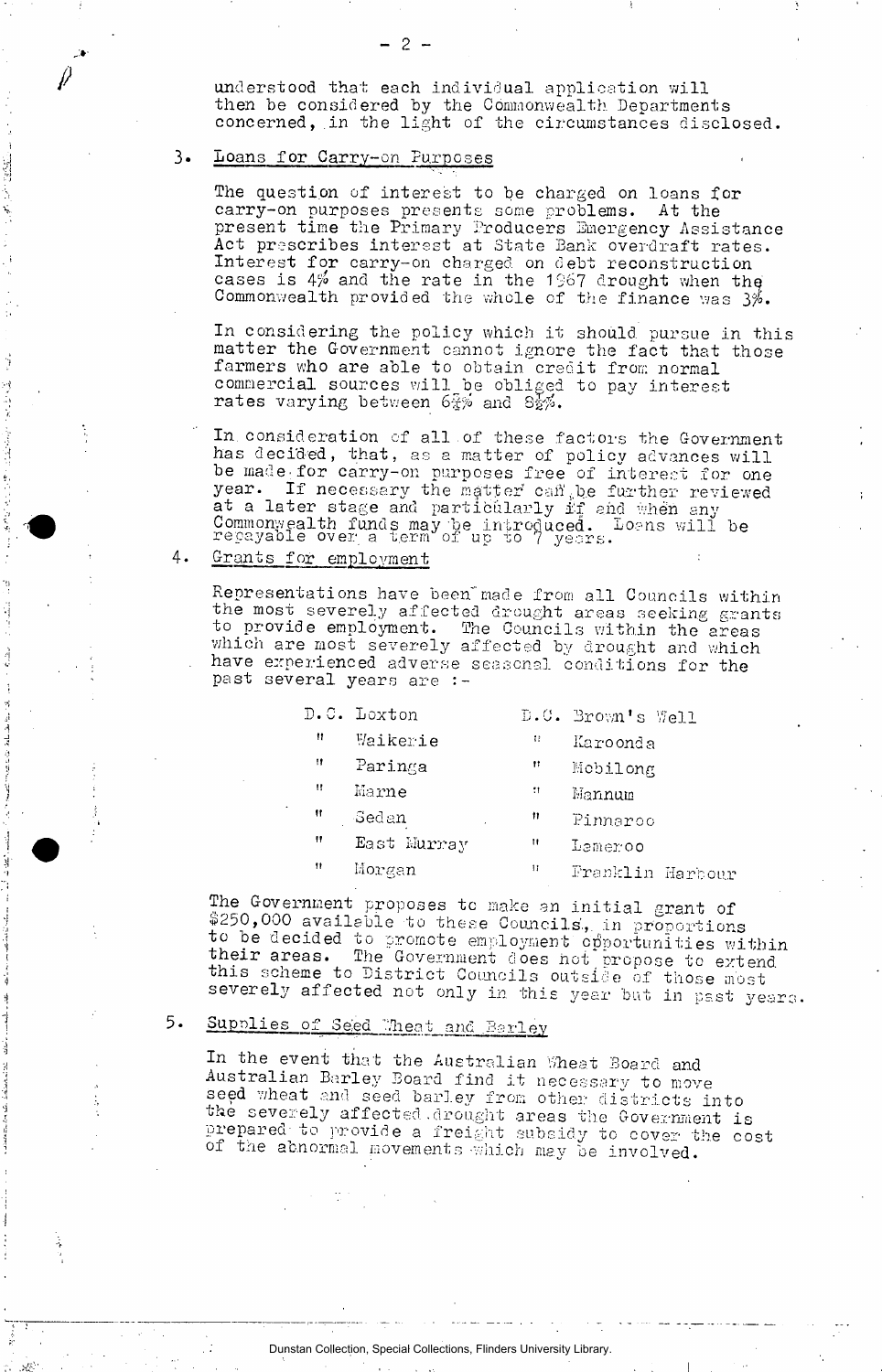understood that each individual application will then be considered by the Commonwealth Departments concerned, in the light of the circumstances disclosed.

3. <u>Loans for Carry-on Purposes</u>

The question of interest to be charged on loans for carry-on purposes presents some problems. At the present time the Primary Producers Emergency Assistance Act prescribes interest at State Bank overdraft rates. Interest for carry-on charged on debt reconstruction cases is 4% and the rate in the 1967 drought when the Commonwealth provided the whole of the finance was 3%.

In considering the policy which it should pursue in this matter the Government cannot ignore the fact that those farmers who are able to obtain credit from normal commercial sources will be obliged to pay interest rates varying between 6¾% and 8¾%.

In consideration of all of these factors the Government has decided, that, as a matter of policy advances will be made for carry-on purposes free of interest for one year. If necessary the matter can be further reviewed at a later stage and particularly if and when any Commonwealth funds may be introduced. Loans will be repayable over a term of up to 7 years.

4. <u>Grants for employment</u>

Representations have been made from all Councils within the most severely affected drought areas seeking grants to provide employment. The Councils within the areas which are most severely affected by drought and which have experienced adverse seasonal conditions for the past several years are :-

| | | | |
|---|---|---|---|
| D.C. | Loxton | D.C. | Brown's Well |
| " | Waikerie | " | Karoonda |
| " | Paringa | " | Mobilong |
| " | Marne | " | Mannum |
| " | Sedan | " | Pinnaroo |
| " | East Murray | " | Lameroo |
| " | Morgan | " | Franklin Harbour |

The Government proposes to make an initial grant of $250,000 available to these Councils, in proportions to be decided to promote employment opportunities within their areas. The Government does not propose to extend this scheme to District Councils outside of those most severely affected not only in this year but in past years.

5. <u>Supplies of Seed Wheat and Barley</u>

In the event that the Australian Wheat Board and Australian Barley Board find it necessary to move seed wheat and seed barley from other districts into the severely affected drought areas the Government is prepared to provide a freight subsidy to cover the cost of the abnormal movements which may be involved.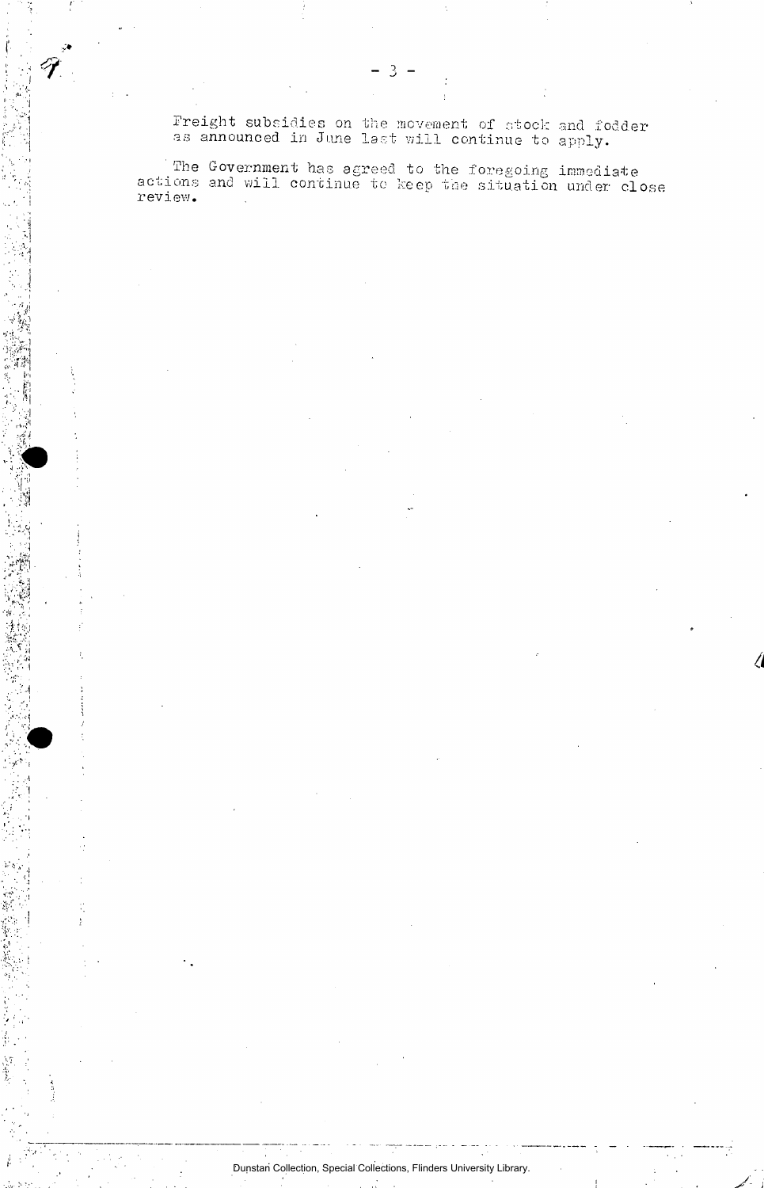Freight subsidies on the movement of stock and fodder as announced in June last will continue to apply.

The Government has agreed to the foregoing immediate actions and will continue to keep the situation under close review.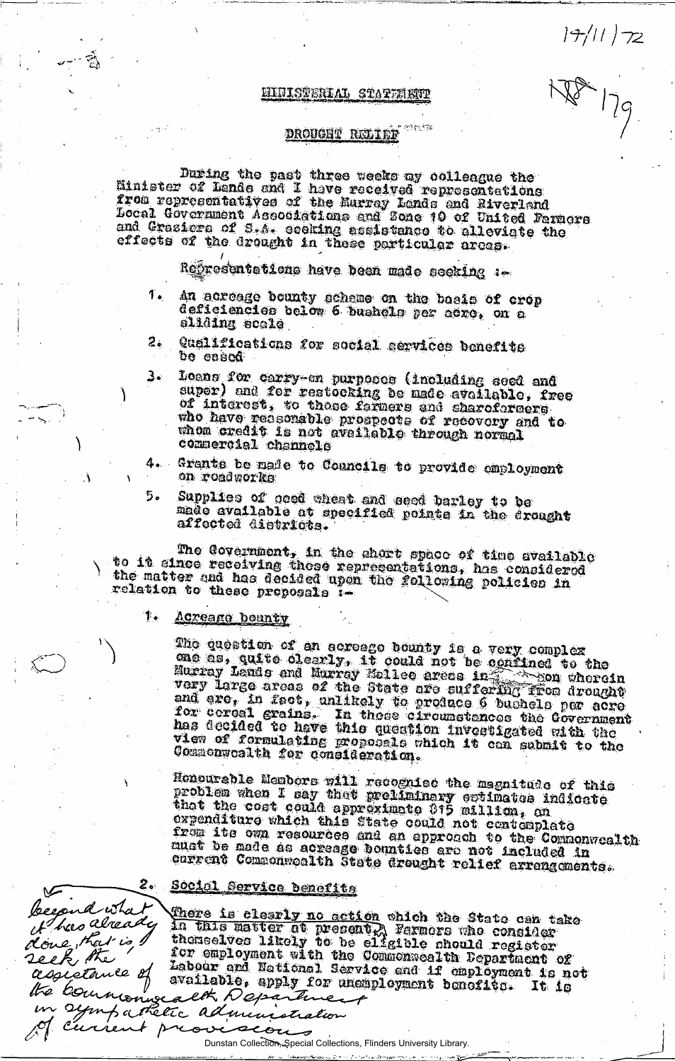17/11/72

179

## MINISTERIAL STATEMENT

### DROUGHT RELIEF

During the past three weeks my colleague the Minister of Lands and I have received representations from representatives of the Murray Lands and Riverland Local Government Associations and Zone 10 of United Farmers and Graziers of S.A. seeking assistance to alleviate the effects of the drought in these particular areas.

Representations have been made seeking :-

1. An acreage bounty scheme on the basis of crop deficiencies below 6 bushels per acre, on a sliding scale
2. Qualifications for social services benefits be eased
3. Loans for carry-on purposes (including seed and super) and for restocking be made available, free of interest, to those farmers and sharefarmers who have reasonable prospects of recovery and to whom credit is not available through normal commercial channels
4. Grants be made to Councils to provide employment on roadworks
5. Supplies of seed wheat and seed barley to be made available at specified points in the drought affected districts.

The Government, in the short space of time available to it since receiving these representations, has considered the matter and has decided upon the following policies in relation to these proposals :-

1. Acreage bounty

The question of an acreage bounty is a very complex one as, quite clearly, it could not be confined to the Murray Lands and Murray Mallee areas in a season wherein very large areas of the State are suffering from drought and are, in fact, unlikely to produce 6 bushels per acre for cereal grains. In these circumstances the Government has decided to have this question investigated with the view of formulating proposals which it can submit to the Commonwealth for consideration.

Honourable Members will recognise the magnitude of this problem when I say that preliminary estimates indicate that the cost could approximate $15 million, an expenditure which this State could not contemplate from its own resources and an approach to the Commonwealth must be made as acreage bounties are not included in current Commonwealth State drought relief arrangements.

2. Social Service benefits

There is clearly no action which the State can take in this matter at present, beyond what it has already done, that is, seek the assistance of the Commonwealth Department in sympathetic administration of current provisions. Farmers who consider themselves likely to be eligible should register for employment with the Commonwealth Department of Labour and National Service and if employment is not available, apply for unemployment benefits. It is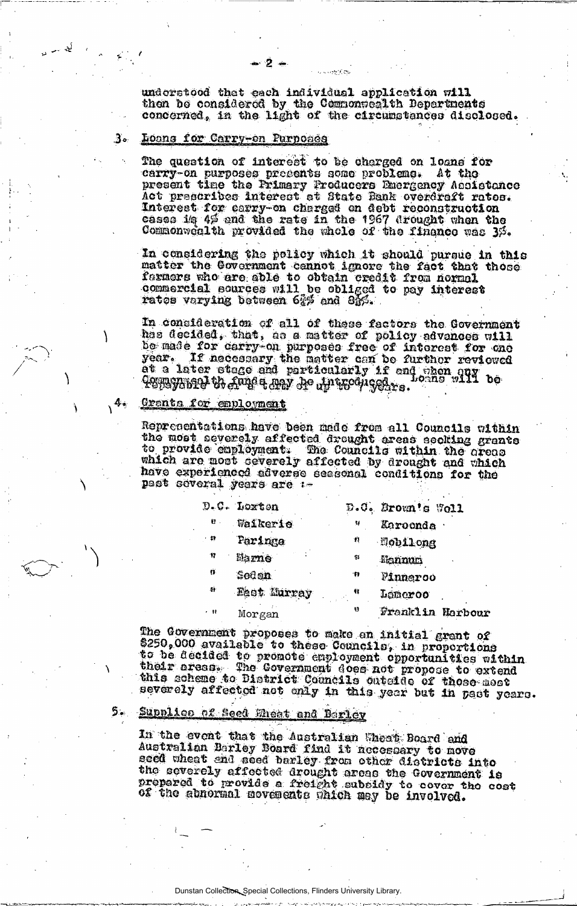understood that each individual application will then be considered by the Commonwealth Departments concerned, in the light of the circumstances disclosed.

## 3. Loans for Carry-on Purposes

The question of interest to be charged on loans for carry-on purposes presents some problems. At the present time the Primary Producers Emergency Assistance Act prescribes interest at State Bank overdraft rates. Interest for carry-on charged on debt reconstruction cases is 4% and the rate in the 1967 drought when the Commonwealth provided the whole of the finance was 3%.

In considering the policy which it should pursue in this matter the Government cannot ignore the fact that those farmers who are able to obtain credit from normal commercial sources will be obliged to pay interest rates varying between 6¼% and 8½%.

In consideration of all of these factors the Government has decided, that, as a matter of policy advances will be made for carry-on purposes free of interest for one year. If necessary the matter can be further reviewed at a later stage and particularly if and when any Commonwealth funds may be introduced. Loans will be repayable over a term of up to 7 years.

## 4. Grants for employment

Representations have been made from all Councils within the most severely affected drought areas seeking grants to provide employment. The Councils within the areas which are most severely affected by drought and which have experienced adverse seasonal conditions for the past several years are :-

| | |
|---|---|
| D.C. Loxton | D.C. Brown's Well |
| " Waikerie | " Karoonda |
| " Paringa | " Mobilong |
| " Marne | " Mannum |
| " Sedan | " Pinnaroo |
| " East Murray | " Lameroo |
| " Morgan | " Franklin Harbour |

The Government proposes to make an initial grant of $250,000 available to these Councils, in proportions to be decided to promote employment opportunities within their areas. The Government does not propose to extend this scheme to District Councils outside of those most severely affected not only in this year but in past years.

## 5. Supplies of Seed Wheat and Barley

In the event that the Australian Wheat Board and Australian Barley Board find it necessary to move seed wheat and seed barley from other districts into the severely affected drought areas the Government is prepared to provide a freight subsidy to cover the cost of the abnormal movements which may be involved.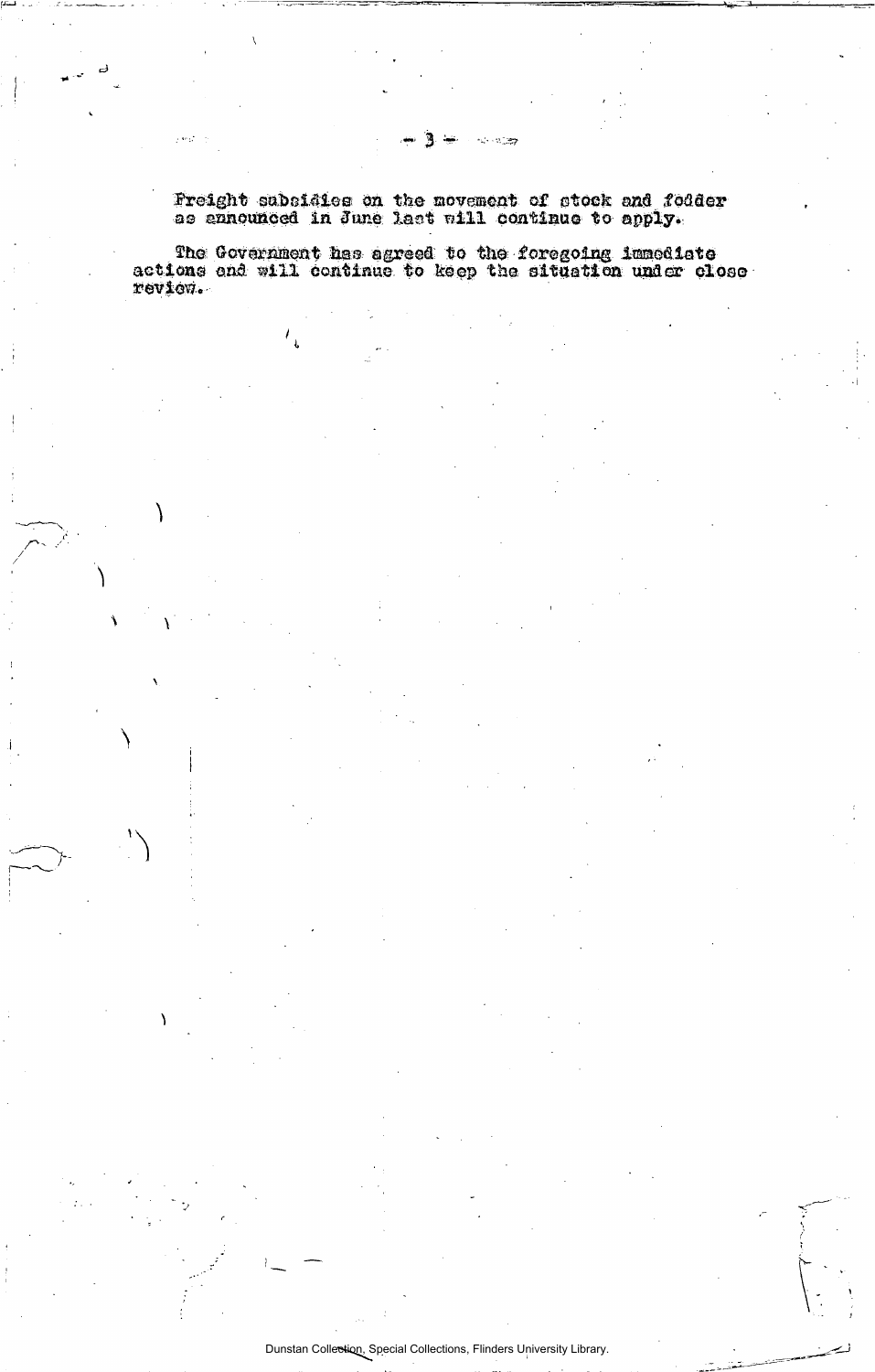Freight subsidies on the movement of stock and fodder as announced in June last will continue to apply.

The Government has agreed to the foregoing immediate actions and will continue to keep the situation under close review.